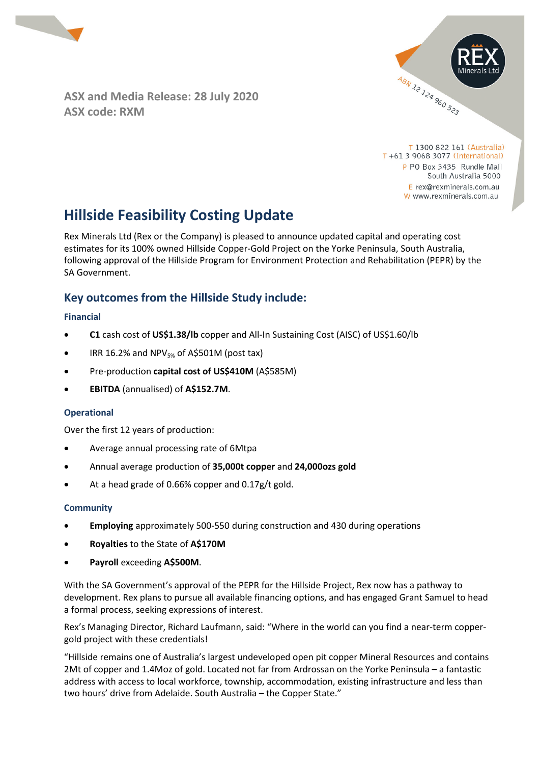ASX and Media Release: 28 July 2020
ASX code: RXM

ABN 12 124 960 523

T 1300 822 161 (Australia)
T +61 3 9068 3077 (International)
P PO Box 3435 Rundle Mall
South Australia 5000
E rex@rexminerals.com.au
W www.rexminerals.com.au

# Hillside Feasibility Costing Update

Rex Minerals Ltd (Rex or the Company) is pleased to announce updated capital and operating cost estimates for its 100% owned Hillside Copper-Gold Project on the Yorke Peninsula, South Australia, following approval of the Hillside Program for Environment Protection and Rehabilitation (PEPR) by the SA Government.

## Key outcomes from the Hillside Study include:

### Financial

- **C1** cash cost of **US$1.38/lb** copper and All-In Sustaining Cost (AISC) of US$1.60/lb
- IRR 16.2% and $NPV_{5\%}$ of A$501M (post tax)
- Pre-production **capital cost of US$410M** (A$585M)
- **EBITDA** (annualised) of **A$152.7M**.

### Operational

Over the first 12 years of production:

- Average annual processing rate of 6Mtpa
- Annual average production of **35,000t copper** and **24,000ozs gold**
- At a head grade of 0.66% copper and 0.17g/t gold.

### Community

- **Employing** approximately 500-550 during construction and 430 during operations
- **Royalties** to the State of **A$170M**
- **Payroll** exceeding **A$500M**.

With the SA Government's approval of the PEPR for the Hillside Project, Rex now has a pathway to development. Rex plans to pursue all available financing options, and has engaged Grant Samuel to head a formal process, seeking expressions of interest.

Rex's Managing Director, Richard Laufmann, said: "Where in the world can you find a near-term copper-gold project with these credentials!

"Hillside remains one of Australia's largest undeveloped open pit copper Mineral Resources and contains 2Mt of copper and 1.4Moz of gold. Located not far from Ardrossan on the Yorke Peninsula – a fantastic address with access to local workforce, township, accommodation, existing infrastructure and less than two hours' drive from Adelaide. South Australia – the Copper State."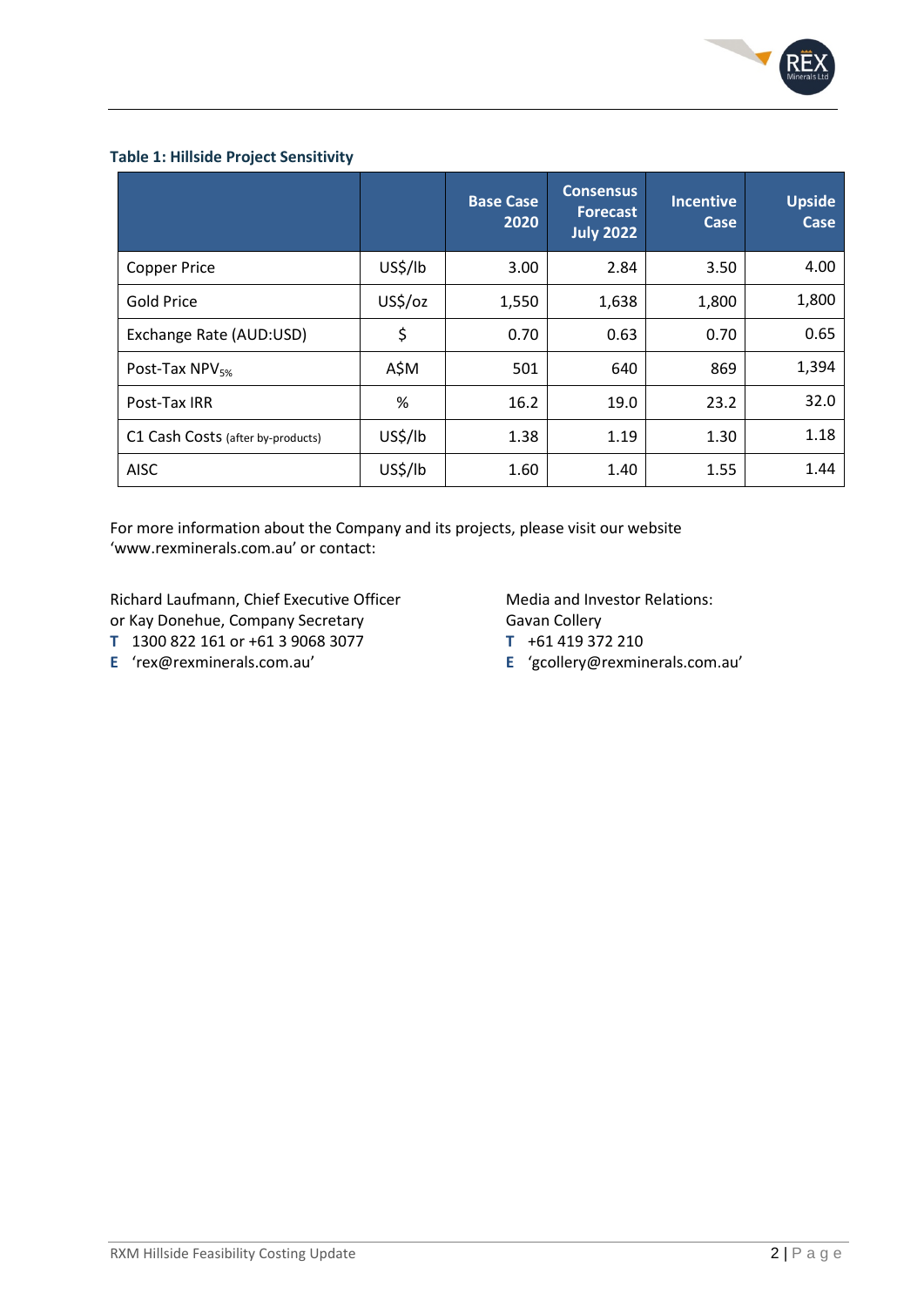**Table 1: Hillside Project Sensitivity**

| | | Base Case 2020 | Consensus Forecast July 2022 | Incentive Case | Upside Case |
|---|---|---|---|---|---|
| Copper Price | US$/lb | 3.00 | 2.84 | 3.50 | 4.00 |
| Gold Price | US$/oz | 1,550 | 1,638 | 1,800 | 1,800 |
| Exchange Rate (AUD:USD) | $ | 0.70 | 0.63 | 0.70 | 0.65 |
| Post-Tax $NPV_{5\%}$ | A$M | 501 | 640 | 869 | 1,394 |
| Post-Tax IRR | % | 16.2 | 19.0 | 23.2 | 32.0 |
| C1 Cash Costs (after by-products) | US$/lb | 1.38 | 1.19 | 1.30 | 1.18 |
| AISC | US$/lb | 1.60 | 1.40 | 1.55 | 1.44 |

For more information about the Company and its projects, please visit our website 'www.rexminerals.com.au' or contact:

Richard Laufmann, Chief Executive Officer
or Kay Donehue, Company Secretary
**T** 1300 822 161 or +61 3 9068 3077
**E** 'rex@rexminerals.com.au'

Media and Investor Relations:
Gavan Collery
**T** +61 419 372 210
**E** 'gcollery@rexminerals.com.au'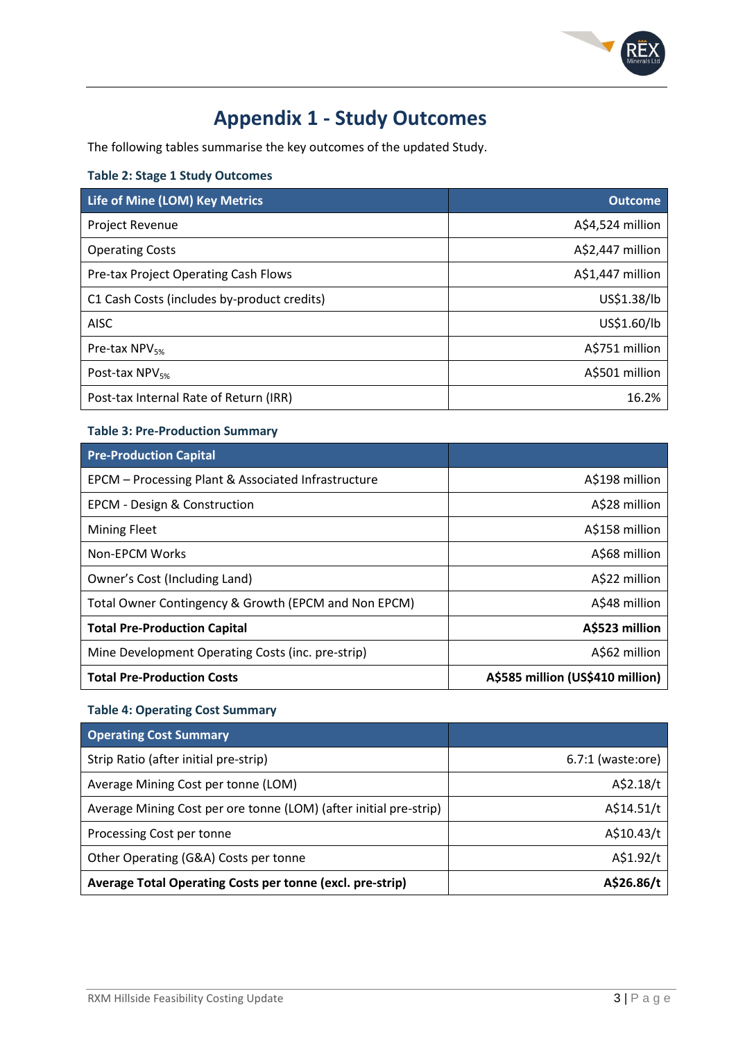# Appendix 1 - Study Outcomes

The following tables summarise the key outcomes of the updated Study.

**Table 2: Stage 1 Study Outcomes**

| Life of Mine (LOM) Key Metrics | Outcome |
|---|---|
| Project Revenue | A$4,524 million |
| Operating Costs | A$2,447 million |
| Pre-tax Project Operating Cash Flows | A$1,447 million |
| C1 Cash Costs (includes by-product credits) | US$1.38/lb |
| AISC | US$1.60/lb |
| Pre-tax $NPV_{5\%}$ | A$751 million |
| Post-tax $NPV_{5\%}$ | A$501 million |
| Post-tax Internal Rate of Return (IRR) | 16.2% |

**Table 3: Pre-Production Summary**

| Pre-Production Capital | |
|---|---|
| EPCM – Processing Plant & Associated Infrastructure | A$198 million |
| EPCM - Design & Construction | A$28 million |
| Mining Fleet | A$158 million |
| Non-EPCM Works | A$68 million |
| Owner's Cost (Including Land) | A$22 million |
| Total Owner Contingency & Growth (EPCM and Non EPCM) | A$48 million |
| **Total Pre-Production Capital** | **A$523 million** |
| Mine Development Operating Costs (inc. pre-strip) | A$62 million |
| **Total Pre-Production Costs** | **A$585 million (US$410 million)** |

**Table 4: Operating Cost Summary**

| Operating Cost Summary | |
|---|---|
| Strip Ratio (after initial pre-strip) | 6.7:1 (waste:ore) |
| Average Mining Cost per tonne (LOM) | A$2.18/t |
| Average Mining Cost per ore tonne (LOM) (after initial pre-strip) | A$14.51/t |
| Processing Cost per tonne | A$10.43/t |
| Other Operating (G&A) Costs per tonne | A$1.92/t |
| **Average Total Operating Costs per tonne (excl. pre-strip)** | **A$26.86/t** |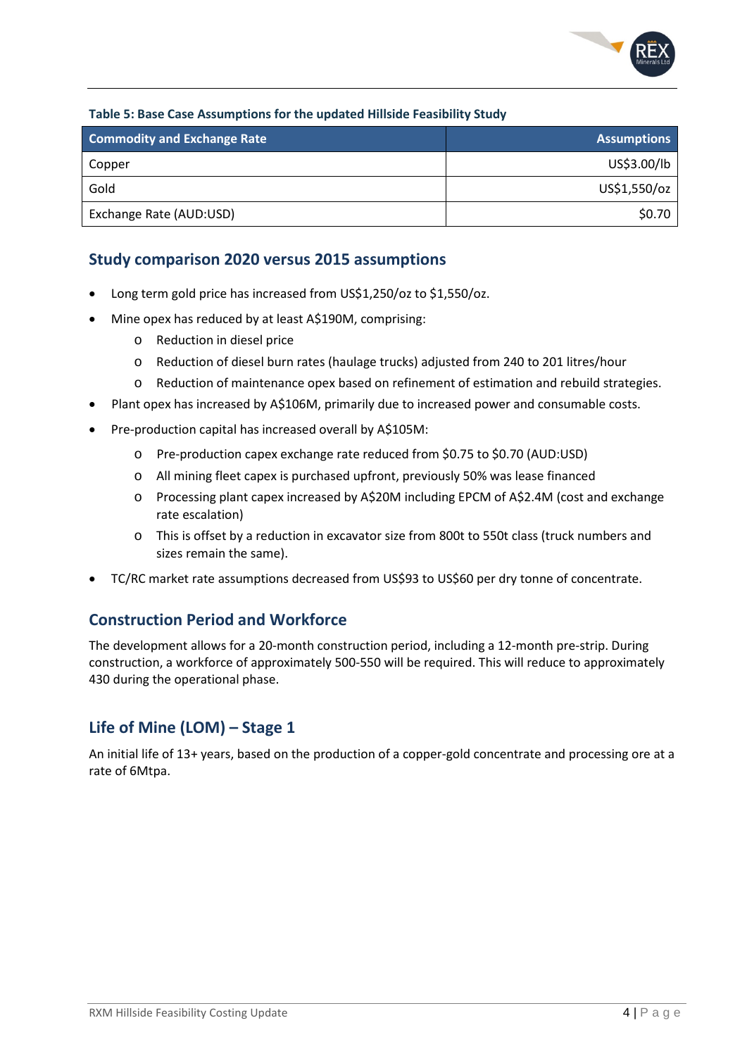**Table 5: Base Case Assumptions for the updated Hillside Feasibility Study**

| Commodity and Exchange Rate | Assumptions |
|---|---|
| Copper | US$3.00/lb |
| Gold | US$1,550/oz |
| Exchange Rate (AUD:USD) | $0.70 |

## Study comparison 2020 versus 2015 assumptions

- Long term gold price has increased from US$1,250/oz to $1,550/oz.
- Mine opex has reduced by at least A$190M, comprising:
  - Reduction in diesel price
  - Reduction of diesel burn rates (haulage trucks) adjusted from 240 to 201 litres/hour
  - Reduction of maintenance opex based on refinement of estimation and rebuild strategies.
- Plant opex has increased by A$106M, primarily due to increased power and consumable costs.
- Pre-production capital has increased overall by A$105M:
  - Pre-production capex exchange rate reduced from $0.75 to $0.70 (AUD:USD)
  - All mining fleet capex is purchased upfront, previously 50% was lease financed
  - Processing plant capex increased by A$20M including EPCM of A$2.4M (cost and exchange rate escalation)
  - This is offset by a reduction in excavator size from 800t to 550t class (truck numbers and sizes remain the same).
- TC/RC market rate assumptions decreased from US$93 to US$60 per dry tonne of concentrate.

## Construction Period and Workforce

The development allows for a 20-month construction period, including a 12-month pre-strip. During construction, a workforce of approximately 500-550 will be required. This will reduce to approximately 430 during the operational phase.

## Life of Mine (LOM) – Stage 1

An initial life of 13+ years, based on the production of a copper-gold concentrate and processing ore at a rate of 6Mtpa.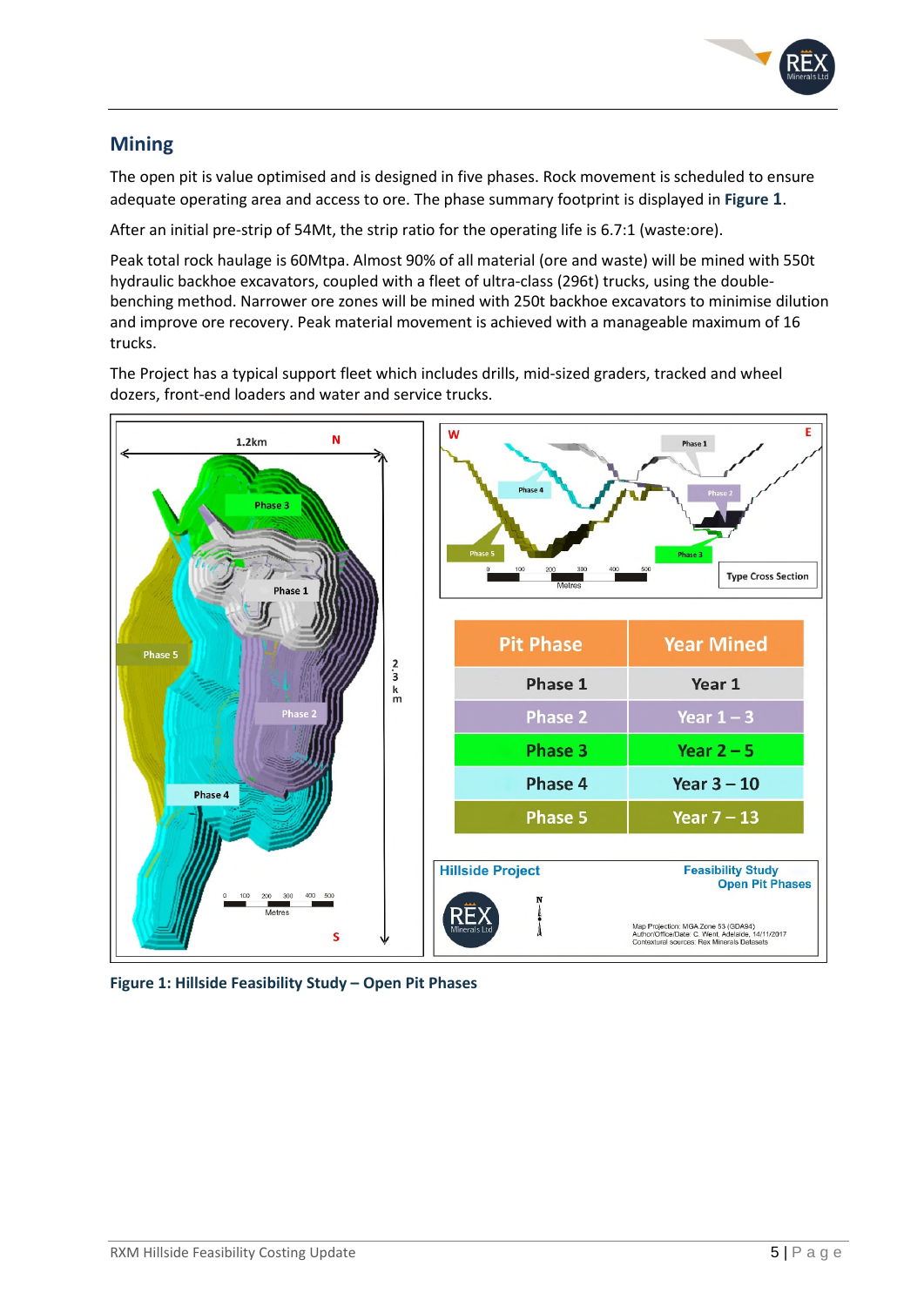## Mining

The open pit is value optimised and is designed in five phases. Rock movement is scheduled to ensure adequate operating area and access to ore. The phase summary footprint is displayed in **Figure 1**.

After an initial pre-strip of 54Mt, the strip ratio for the operating life is 6.7:1 (waste:ore).

Peak total rock haulage is 60Mtpa. Almost 90% of all material (ore and waste) will be mined with 550t hydraulic backhoe excavators, coupled with a fleet of ultra-class (296t) trucks, using the double-benching method. Narrower ore zones will be mined with 250t backhoe excavators to minimise dilution and improve ore recovery. Peak material movement is achieved with a manageable maximum of 16 trucks.

The Project has a typical support fleet which includes drills, mid-sized graders, tracked and wheel dozers, front-end loaders and water and service trucks.

| Pit Phase | Year Mined |
|---|---|
| Phase 1 | Year 1 |
| Phase 2 | Year 1 – 3 |
| Phase 3 | Year 2 – 5 |
| Phase 4 | Year 3 – 10 |
| Phase 5 | Year 7 – 13 |

**Figure 1: Hillside Feasibility Study – Open Pit Phases**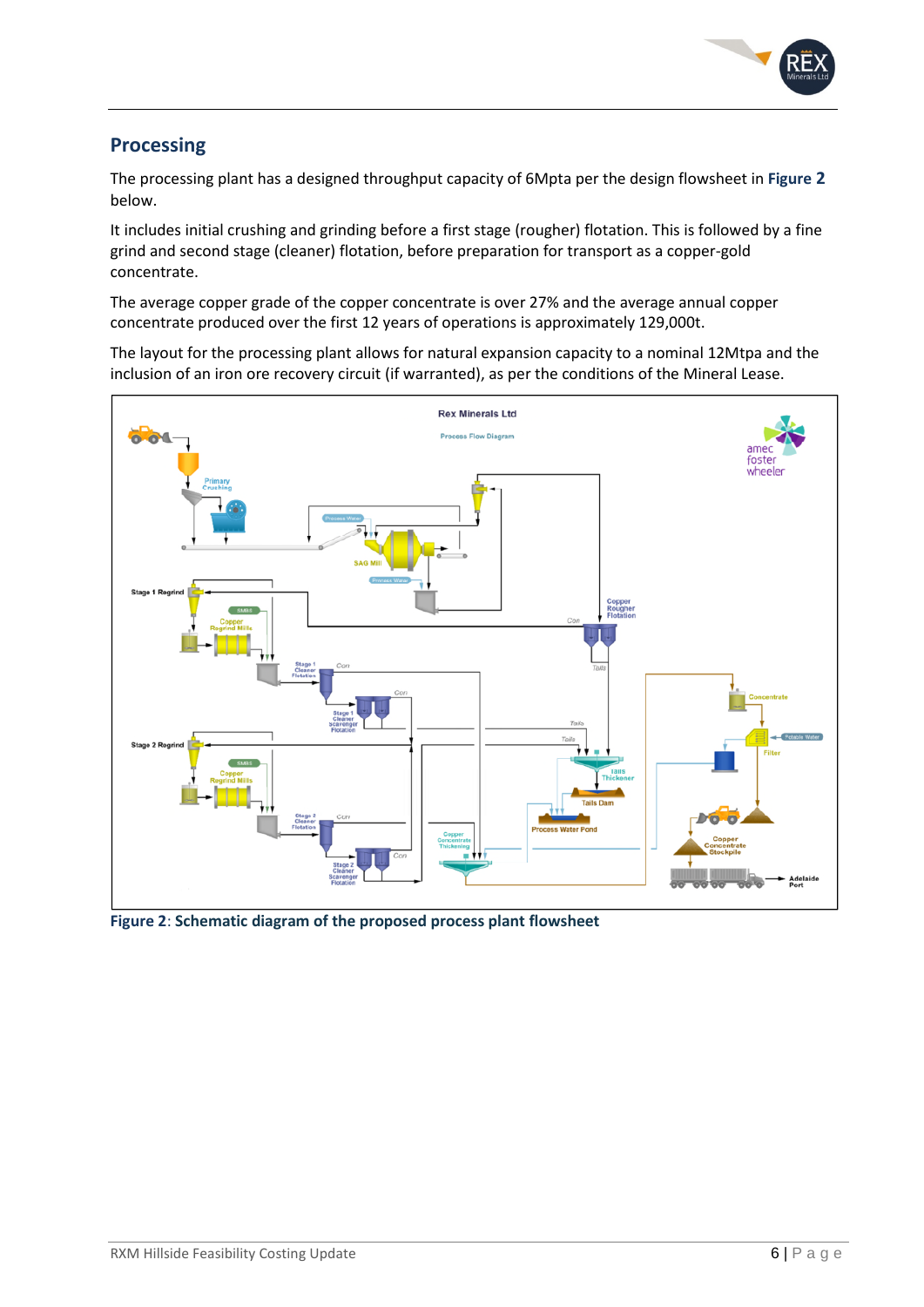## Processing

The processing plant has a designed throughput capacity of 6Mpta per the design flowsheet in **Figure 2** below.

It includes initial crushing and grinding before a first stage (rougher) flotation. This is followed by a fine grind and second stage (cleaner) flotation, before preparation for transport as a copper-gold concentrate.

The average copper grade of the copper concentrate is over 27% and the average annual copper concentrate produced over the first 12 years of operations is approximately 129,000t.

The layout for the processing plant allows for natural expansion capacity to a nominal 12Mtpa and the inclusion of an iron ore recovery circuit (if warranted), as per the conditions of the Mineral Lease.

**Figure 2: Schematic diagram of the proposed process plant flowsheet**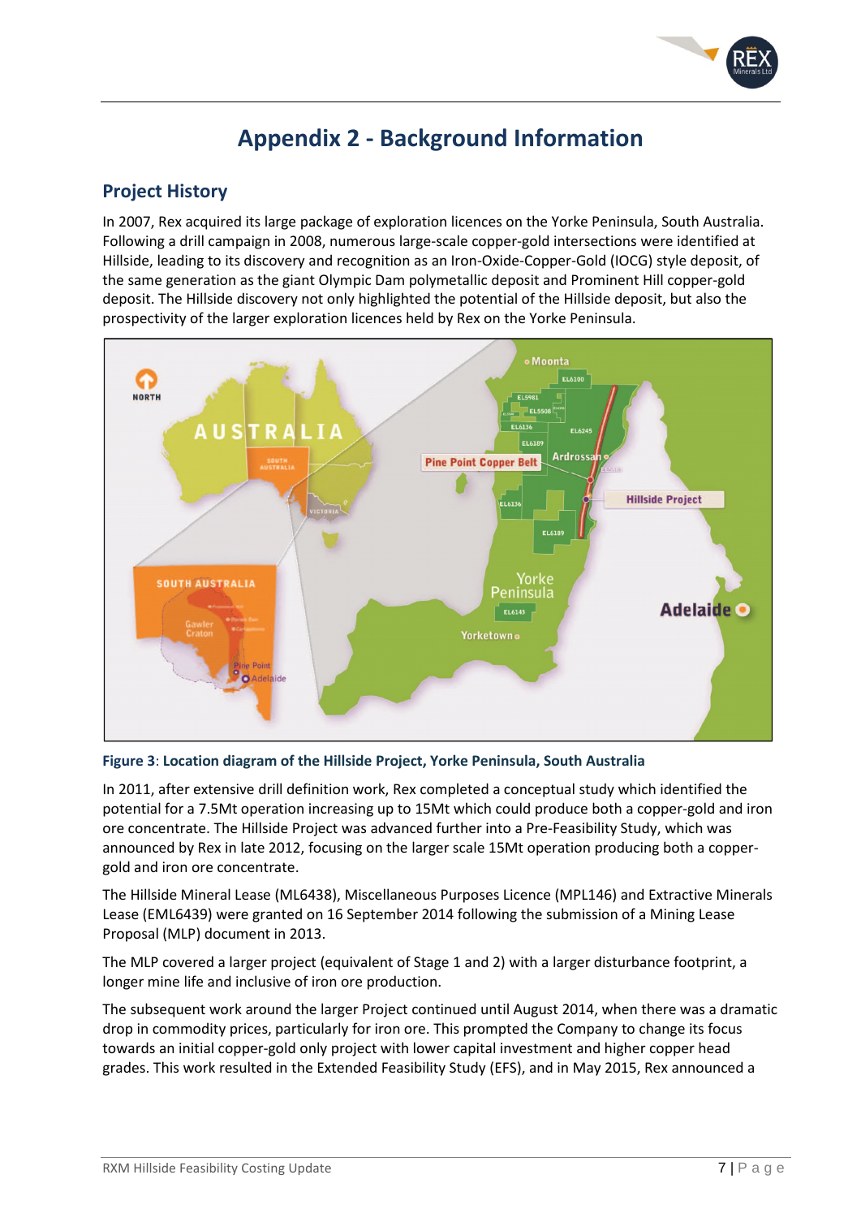# Appendix 2 - Background Information

## Project History

In 2007, Rex acquired its large package of exploration licences on the Yorke Peninsula, South Australia. Following a drill campaign in 2008, numerous large-scale copper-gold intersections were identified at Hillside, leading to its discovery and recognition as an Iron-Oxide-Copper-Gold (IOCG) style deposit, of the same generation as the giant Olympic Dam polymetallic deposit and Prominent Hill copper-gold deposit. The Hillside discovery not only highlighted the potential of the Hillside deposit, but also the prospectivity of the larger exploration licences held by Rex on the Yorke Peninsula.

**Figure 3**: **Location diagram of the Hillside Project, Yorke Peninsula, South Australia**

In 2011, after extensive drill definition work, Rex completed a conceptual study which identified the potential for a 7.5Mt operation increasing up to 15Mt which could produce both a copper-gold and iron ore concentrate. The Hillside Project was advanced further into a Pre-Feasibility Study, which was announced by Rex in late 2012, focusing on the larger scale 15Mt operation producing both a copper-gold and iron ore concentrate.

The Hillside Mineral Lease (ML6438), Miscellaneous Purposes Licence (MPL146) and Extractive Minerals Lease (EML6439) were granted on 16 September 2014 following the submission of a Mining Lease Proposal (MLP) document in 2013.

The MLP covered a larger project (equivalent of Stage 1 and 2) with a larger disturbance footprint, a longer mine life and inclusive of iron ore production.

The subsequent work around the larger Project continued until August 2014, when there was a dramatic drop in commodity prices, particularly for iron ore. This prompted the Company to change its focus towards an initial copper-gold only project with lower capital investment and higher copper head grades. This work resulted in the Extended Feasibility Study (EFS), and in May 2015, Rex announced a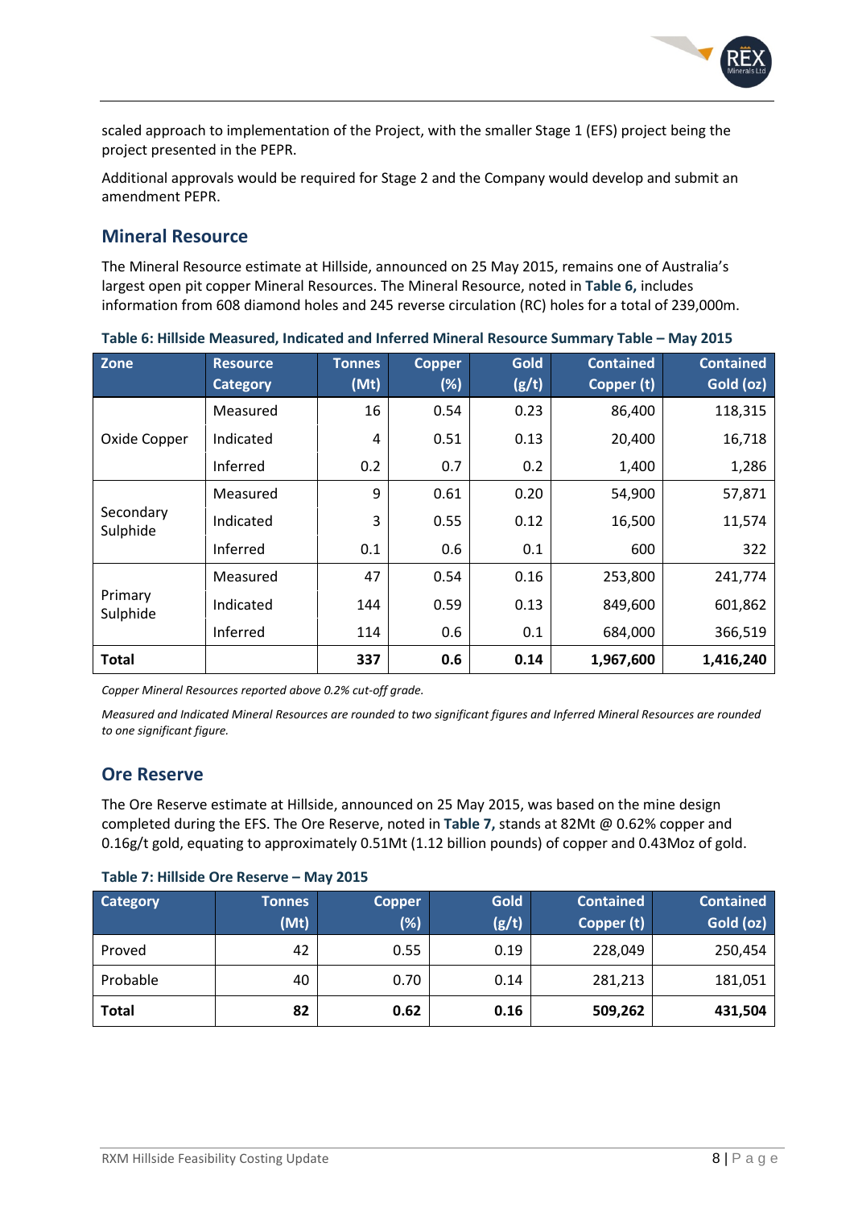scaled approach to implementation of the Project, with the smaller Stage 1 (EFS) project being the project presented in the PEPR.

Additional approvals would be required for Stage 2 and the Company would develop and submit an amendment PEPR.

## Mineral Resource

The Mineral Resource estimate at Hillside, announced on 25 May 2015, remains one of Australia's largest open pit copper Mineral Resources. The Mineral Resource, noted in **Table 6,** includes information from 608 diamond holes and 245 reverse circulation (RC) holes for a total of 239,000m.

**Table 6: Hillside Measured, Indicated and Inferred Mineral Resource Summary Table – May 2015**

| Zone | Resource Category | Tonnes (Mt) | Copper (%) | Gold (g/t) | Contained Copper (t) | Contained Gold (oz) |
|---|---|---|---|---|---|---|
| Oxide Copper | Measured | 16 | 0.54 | 0.23 | 86,400 | 118,315 |
| | Indicated | 4 | 0.51 | 0.13 | 20,400 | 16,718 |
| | Inferred | 0.2 | 0.7 | 0.2 | 1,400 | 1,286 |
| Secondary Sulphide | Measured | 9 | 0.61 | 0.20 | 54,900 | 57,871 |
| | Indicated | 3 | 0.55 | 0.12 | 16,500 | 11,574 |
| | Inferred | 0.1 | 0.6 | 0.1 | 600 | 322 |
| Primary Sulphide | Measured | 47 | 0.54 | 0.16 | 253,800 | 241,774 |
| | Indicated | 144 | 0.59 | 0.13 | 849,600 | 601,862 |
| | Inferred | 114 | 0.6 | 0.1 | 684,000 | 366,519 |
| **Total** | | **337** | **0.6** | **0.14** | **1,967,600** | **1,416,240** |

*Copper Mineral Resources reported above 0.2% cut-off grade.*

*Measured and Indicated Mineral Resources are rounded to two significant figures and Inferred Mineral Resources are rounded to one significant figure.*

## Ore Reserve

The Ore Reserve estimate at Hillside, announced on 25 May 2015, was based on the mine design completed during the EFS. The Ore Reserve, noted in **Table 7,** stands at 82Mt @ 0.62% copper and 0.16g/t gold, equating to approximately 0.51Mt (1.12 billion pounds) of copper and 0.43Moz of gold.

**Table 7: Hillside Ore Reserve – May 2015**

| Category | Tonnes (Mt) | Copper (%) | Gold (g/t) | Contained Copper (t) | Contained Gold (oz) |
|---|---|---|---|---|---|
| Proved | 42 | 0.55 | 0.19 | 228,049 | 250,454 |
| Probable | 40 | 0.70 | 0.14 | 281,213 | 181,051 |
| **Total** | **82** | **0.62** | **0.16** | **509,262** | **431,504** |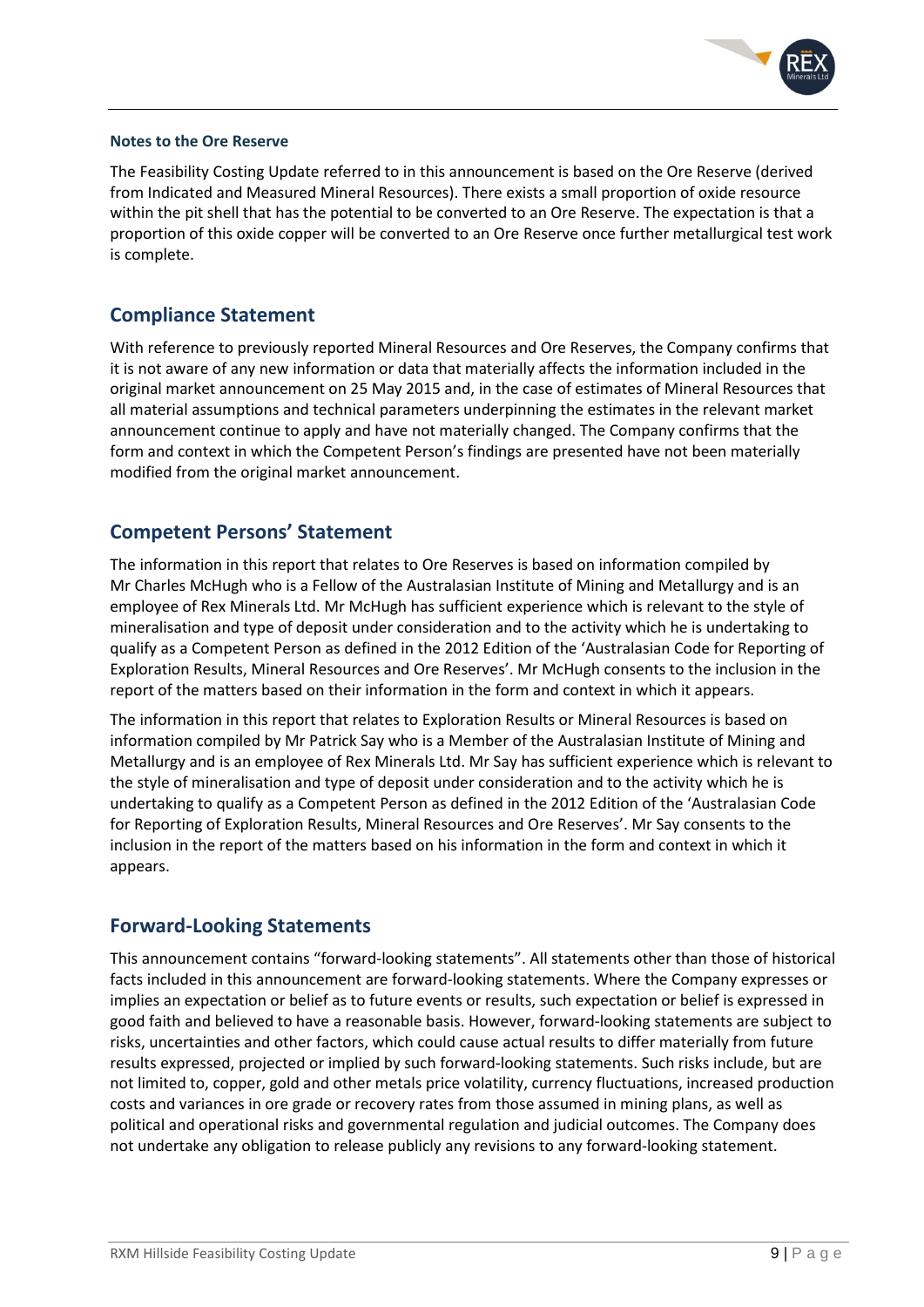### Notes to the Ore Reserve

The Feasibility Costing Update referred to in this announcement is based on the Ore Reserve (derived from Indicated and Measured Mineral Resources). There exists a small proportion of oxide resource within the pit shell that has the potential to be converted to an Ore Reserve. The expectation is that a proportion of this oxide copper will be converted to an Ore Reserve once further metallurgical test work is complete.

## Compliance Statement

With reference to previously reported Mineral Resources and Ore Reserves, the Company confirms that it is not aware of any new information or data that materially affects the information included in the original market announcement on 25 May 2015 and, in the case of estimates of Mineral Resources that all material assumptions and technical parameters underpinning the estimates in the relevant market announcement continue to apply and have not materially changed. The Company confirms that the form and context in which the Competent Person's findings are presented have not been materially modified from the original market announcement.

## Competent Persons' Statement

The information in this report that relates to Ore Reserves is based on information compiled by Mr Charles McHugh who is a Fellow of the Australasian Institute of Mining and Metallurgy and is an employee of Rex Minerals Ltd. Mr McHugh has sufficient experience which is relevant to the style of mineralisation and type of deposit under consideration and to the activity which he is undertaking to qualify as a Competent Person as defined in the 2012 Edition of the 'Australasian Code for Reporting of Exploration Results, Mineral Resources and Ore Reserves'. Mr McHugh consents to the inclusion in the report of the matters based on their information in the form and context in which it appears.

The information in this report that relates to Exploration Results or Mineral Resources is based on information compiled by Mr Patrick Say who is a Member of the Australasian Institute of Mining and Metallurgy and is an employee of Rex Minerals Ltd. Mr Say has sufficient experience which is relevant to the style of mineralisation and type of deposit under consideration and to the activity which he is undertaking to qualify as a Competent Person as defined in the 2012 Edition of the 'Australasian Code for Reporting of Exploration Results, Mineral Resources and Ore Reserves'. Mr Say consents to the inclusion in the report of the matters based on his information in the form and context in which it appears.

## Forward-Looking Statements

This announcement contains "forward-looking statements". All statements other than those of historical facts included in this announcement are forward-looking statements. Where the Company expresses or implies an expectation or belief as to future events or results, such expectation or belief is expressed in good faith and believed to have a reasonable basis. However, forward-looking statements are subject to risks, uncertainties and other factors, which could cause actual results to differ materially from future results expressed, projected or implied by such forward-looking statements. Such risks include, but are not limited to, copper, gold and other metals price volatility, currency fluctuations, increased production costs and variances in ore grade or recovery rates from those assumed in mining plans, as well as political and operational risks and governmental regulation and judicial outcomes. The Company does not undertake any obligation to release publicly any revisions to any forward-looking statement.